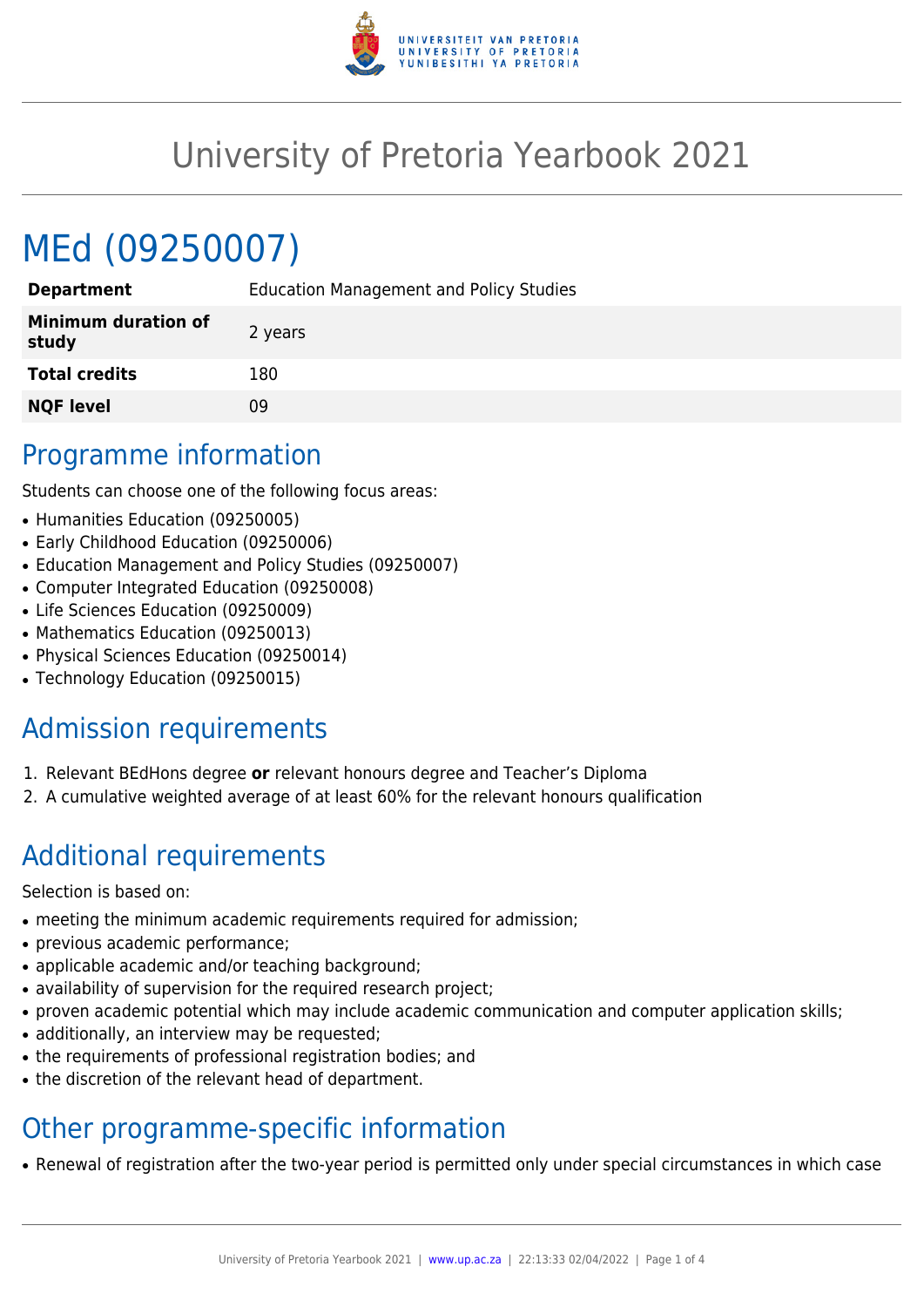# University of Pretoria Yearbook 2021

# MEd (09250007)

| | |
|---|---|
| **Department** | Education Management and Policy Studies |
| **Minimum duration of study** | 2 years |
| **Total credits** | 180 |
| **NQF level** | 09 |

## Programme information

Students can choose one of the following focus areas:

- Humanities Education (09250005)
- Early Childhood Education (09250006)
- Education Management and Policy Studies (09250007)
- Computer Integrated Education (09250008)
- Life Sciences Education (09250009)
- Mathematics Education (09250013)
- Physical Sciences Education (09250014)
- Technology Education (09250015)

## Admission requirements

1. Relevant BEdHons degree **or** relevant honours degree and Teacher's Diploma
2. A cumulative weighted average of at least 60% for the relevant honours qualification

## Additional requirements

Selection is based on:

- meeting the minimum academic requirements required for admission;
- previous academic performance;
- applicable academic and/or teaching background;
- availability of supervision for the required research project;
- proven academic potential which may include academic communication and computer application skills;
- additionally, an interview may be requested;
- the requirements of professional registration bodies; and
- the discretion of the relevant head of department.

## Other programme-specific information

- Renewal of registration after the two-year period is permitted only under special circumstances in which case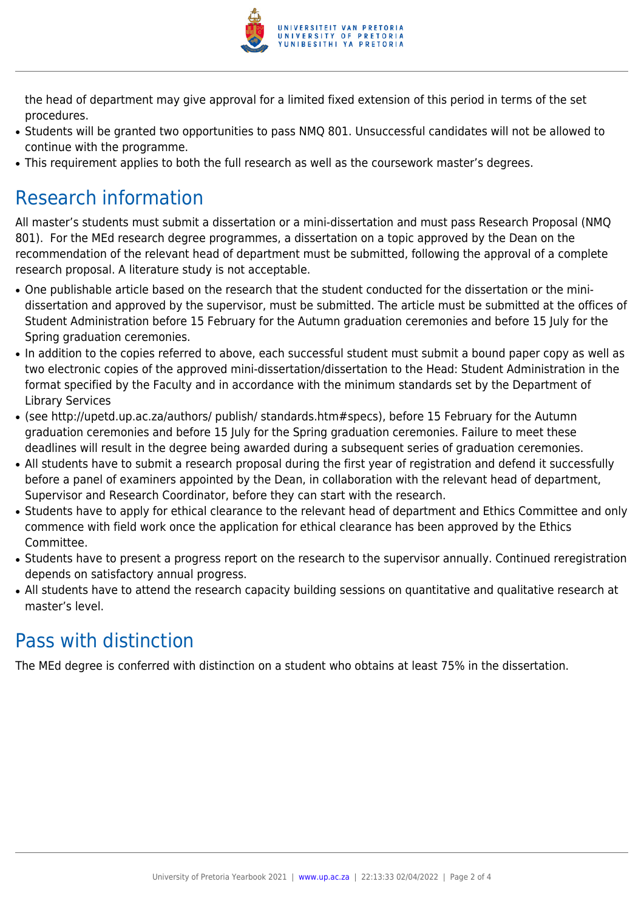the head of department may give approval for a limited fixed extension of this period in terms of the set procedures.

- Students will be granted two opportunities to pass NMQ 801. Unsuccessful candidates will not be allowed to continue with the programme.
- This requirement applies to both the full research as well as the coursework master's degrees.

## Research information

All master's students must submit a dissertation or a mini-dissertation and must pass Research Proposal (NMQ 801). For the MEd research degree programmes, a dissertation on a topic approved by the Dean on the recommendation of the relevant head of department must be submitted, following the approval of a complete research proposal. A literature study is not acceptable.

- One publishable article based on the research that the student conducted for the dissertation or the mini-dissertation and approved by the supervisor, must be submitted. The article must be submitted at the offices of Student Administration before 15 February for the Autumn graduation ceremonies and before 15 July for the Spring graduation ceremonies.
- In addition to the copies referred to above, each successful student must submit a bound paper copy as well as two electronic copies of the approved mini-dissertation/dissertation to the Head: Student Administration in the format specified by the Faculty and in accordance with the minimum standards set by the Department of Library Services
- (see http://upetd.up.ac.za/authors/ publish/ standards.htm#specs), before 15 February for the Autumn graduation ceremonies and before 15 July for the Spring graduation ceremonies. Failure to meet these deadlines will result in the degree being awarded during a subsequent series of graduation ceremonies.
- All students have to submit a research proposal during the first year of registration and defend it successfully before a panel of examiners appointed by the Dean, in collaboration with the relevant head of department, Supervisor and Research Coordinator, before they can start with the research.
- Students have to apply for ethical clearance to the relevant head of department and Ethics Committee and only commence with field work once the application for ethical clearance has been approved by the Ethics Committee.
- Students have to present a progress report on the research to the supervisor annually. Continued reregistration depends on satisfactory annual progress.
- All students have to attend the research capacity building sessions on quantitative and qualitative research at master's level.

## Pass with distinction

The MEd degree is conferred with distinction on a student who obtains at least 75% in the dissertation.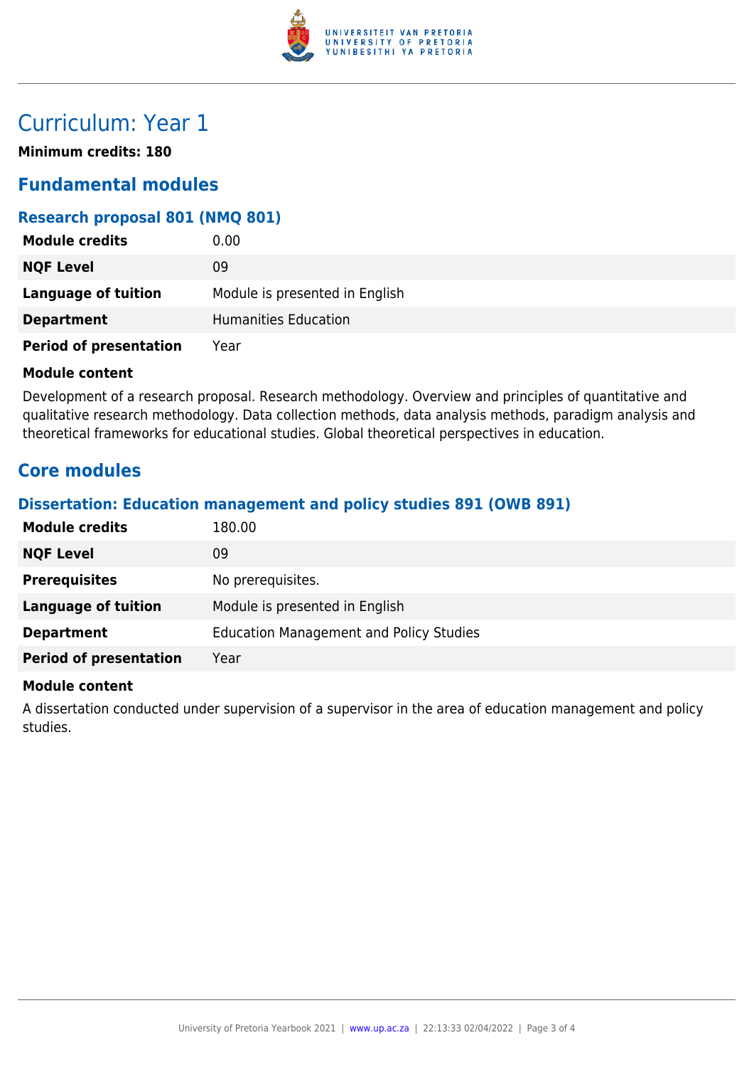# Curriculum: Year 1

**Minimum credits: 180**

## Fundamental modules

### Research proposal 801 (NMQ 801)

| | |
|---|---|
| **Module credits** | 0.00 |
| **NQF Level** | 09 |
| **Language of tuition** | Module is presented in English |
| **Department** | Humanities Education |
| **Period of presentation** | Year |

**Module content**

Development of a research proposal. Research methodology. Overview and principles of quantitative and qualitative research methodology. Data collection methods, data analysis methods, paradigm analysis and theoretical frameworks for educational studies. Global theoretical perspectives in education.

## Core modules

### Dissertation: Education management and policy studies 891 (OWB 891)

| | |
|---|---|
| **Module credits** | 180.00 |
| **NQF Level** | 09 |
| **Prerequisites** | No prerequisites. |
| **Language of tuition** | Module is presented in English |
| **Department** | Education Management and Policy Studies |
| **Period of presentation** | Year |

**Module content**

A dissertation conducted under supervision of a supervisor in the area of education management and policy studies.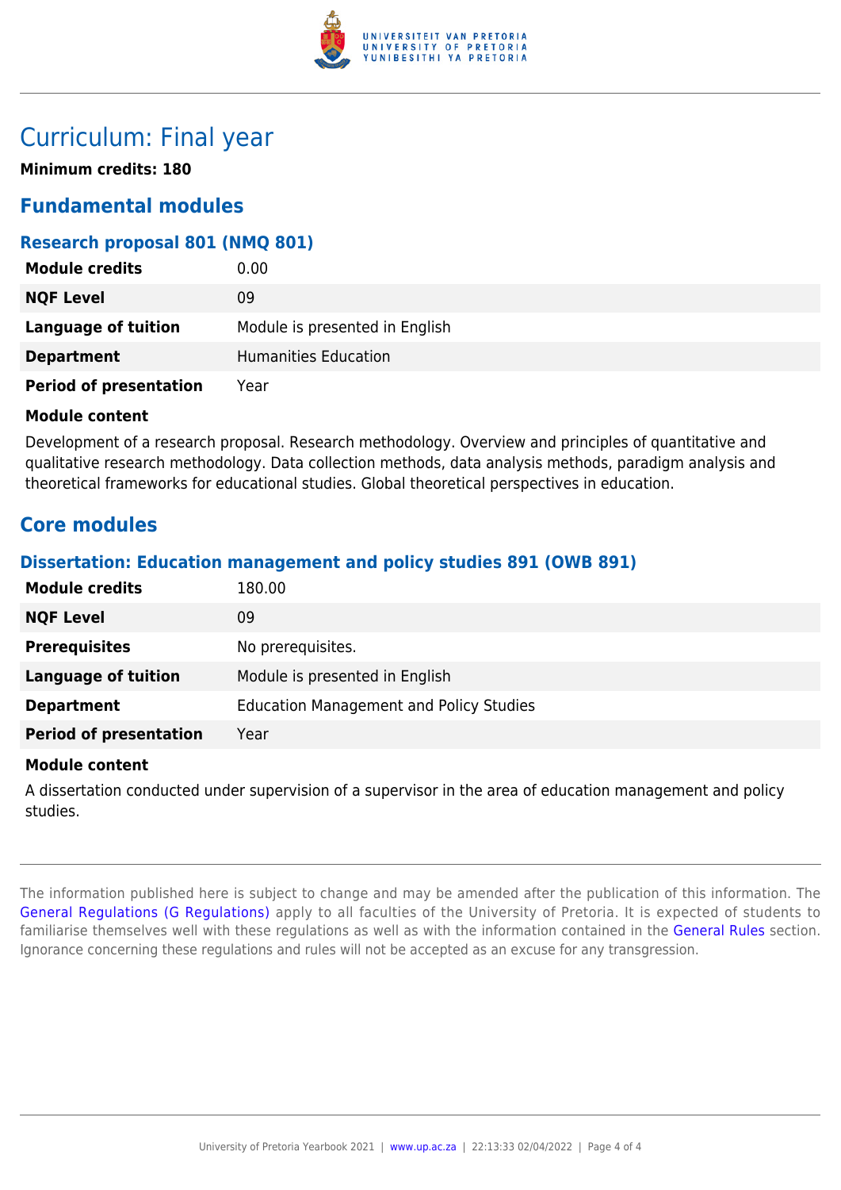# Curriculum: Final year

**Minimum credits: 180**

## Fundamental modules

### Research proposal 801 (NMQ 801)

| | |
|---|---|
| **Module credits** | 0.00 |
| **NQF Level** | 09 |
| **Language of tuition** | Module is presented in English |
| **Department** | Humanities Education |
| **Period of presentation** | Year |

**Module content**

Development of a research proposal. Research methodology. Overview and principles of quantitative and qualitative research methodology. Data collection methods, data analysis methods, paradigm analysis and theoretical frameworks for educational studies. Global theoretical perspectives in education.

## Core modules

### Dissertation: Education management and policy studies 891 (OWB 891)

| | |
|---|---|
| **Module credits** | 180.00 |
| **NQF Level** | 09 |
| **Prerequisites** | No prerequisites. |
| **Language of tuition** | Module is presented in English |
| **Department** | Education Management and Policy Studies |
| **Period of presentation** | Year |

**Module content**

A dissertation conducted under supervision of a supervisor in the area of education management and policy studies.

The information published here is subject to change and may be amended after the publication of this information. The General Regulations (G Regulations) apply to all faculties of the University of Pretoria. It is expected of students to familiarise themselves well with these regulations as well as with the information contained in the General Rules section. Ignorance concerning these regulations and rules will not be accepted as an excuse for any transgression.